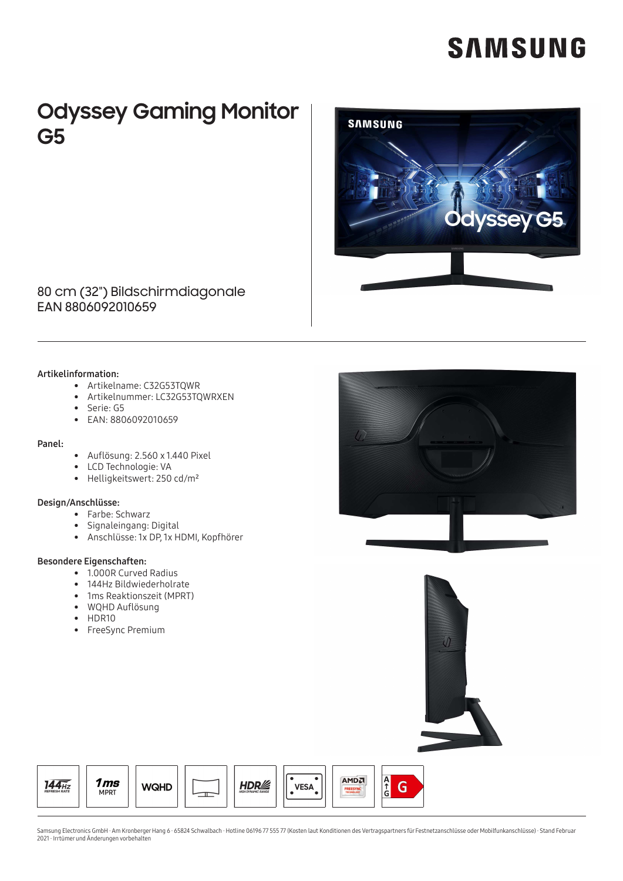# Odyssey Gaming Monitor G5

80 cm (32") Bildschirmdiagonale
EAN 8806092010659

**Artikelinformation:**

- Artikelname: C32G53TQWR
- Artikelnummer: LC32G53TQWRXEN
- Serie: G5
- EAN: 8806092010659

**Panel:**

- Auflösung: 2.560 x 1.440 Pixel
- LCD Technologie: VA
- Helligkeitswert: 250 cd/m²

**Design/Anschlüsse:**

- Farbe: Schwarz
- Signaleingang: Digital
- Anschlüsse: 1x DP, 1x HDMI, Kopfhörer

**Besondere Eigenschaften:**

- 1.000R Curved Radius
- 144Hz Bildwiederholrate
- 1ms Reaktionszeit (MPRT)
- WQHD Auflösung
- HDR10
- FreeSync Premium

Samsung Electronics GmbH · Am Kronberger Hang 6 · 65824 Schwalbach · Hotline 06196 77 555 77 (Kosten laut Konditionen des Vertragspartners für Festnetzanschlüsse oder Mobilfunkanschlüsse) · Stand Februar 2021 · Irrtümer und Änderungen vorbehalten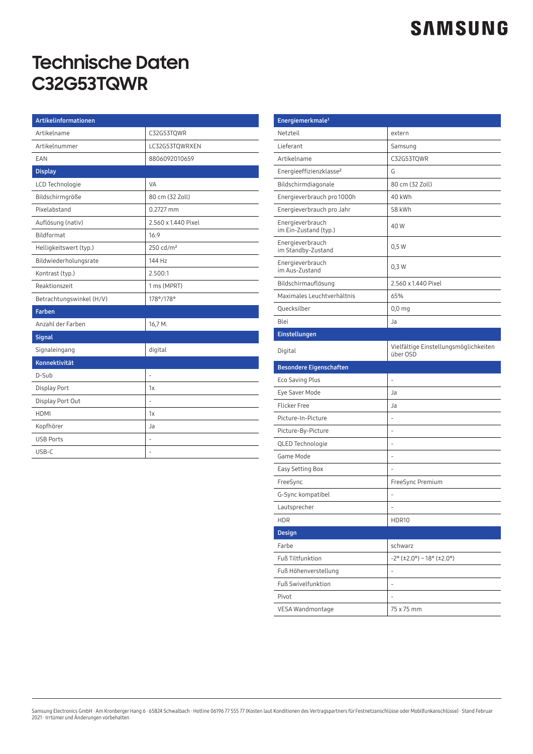# Technische Daten C32G53TQWR

| Artikelinformationen | |
|---|---|
| Artikelname | C32G53TQWR |
| Artikelnummer | LC32G53TQWRXEN |
| EAN | 8806092010659 |
| **Display** | |
| LCD Technologie | VA |
| Bildschirmgröße | 80 cm (32 Zoll) |
| Pixelabstand | 0.2727 mm |
| Auflösung (nativ) | 2.560 x 1.440 Pixel |
| Bildformat | 16:9 |
| Helligkeitswert (typ.) | 250 cd/m² |
| Bildwiederholungsrate | 144 Hz |
| Kontrast (typ.) | 2.500:1 |
| Reaktionszeit | 1 ms (MPRT) |
| Betrachtungswinkel (H/V) | 178°/178° |
| **Farben** | |
| Anzahl der Farben | 16,7 M. |
| **Signal** | |
| Signaleingang | digital |
| **Konnektivität** | |
| D-Sub | - |
| Display Port | 1x |
| Display Port Out | - |
| HDMI | 1x |
| Kopfhörer | Ja |
| USB Ports | - |
| USB-C | - |

| Energiemerkmale[1] | |
|---|---|
| Netzteil | extern |
| Lieferant | Samsung |
| Artikelname | C32G53TQWR |
| Energieeffizienzklasse[2] | G |
| Bildschirmdiagonale | 80 cm (32 Zoll) |
| Energieverbrauch pro 1000h | 40 kWh |
| Energieverbrauch pro Jahr | 58 kWh |
| Energieverbrauch im Ein-Zustand (typ.) | 40 W |
| Energieverbrauch im Standby-Zustand | 0,5 W |
| Energieverbrauch im Aus-Zustand | 0,3 W |
| Bildschirmauflösung | 2.560 x 1.440 Pixel |
| Maximales Leuchtverhältnis | 65% |
| Quecksilber | 0,0 mg |
| Blei | Ja |
| **Einstellungen** | |
| Digital | Vielfältige Einstellungsmöglichkeiten über OSD |
| **Besondere Eigenschaften** | |
| Eco Saving Plus | - |
| Eye Saver Mode | Ja |
| Flicker Free | Ja |
| Picture-In-Picture | - |
| Picture-By-Picture | - |
| QLED Technologie | - |
| Game Mode | - |
| Easy Setting Box | - |
| FreeSync | FreeSync Premium |
| G-Sync kompatibel | - |
| Lautsprecher | - |
| HDR | HDR10 |
| **Design** | |
| Farbe | schwarz |
| Fuß Tiltfunktion | -2° (±2.0°) ~ 18° (±2.0°) |
| Fuß Höhenverstellung | - |
| Fuß Swivelfunktion | - |
| Pivot | - |
| VESA Wandmontage | 75 x 75 mm |

Samsung Electronics GmbH · Am Kronberger Hang 6 · 65824 Schwalbach · Hotline 06196 77 555 77 (Kosten laut Konditionen des Vertragspartners für Festnetzanschlüsse oder Mobilfunkanschlüsse) · Stand Februar 2021 · Irrtümer und Änderungen vorbehalten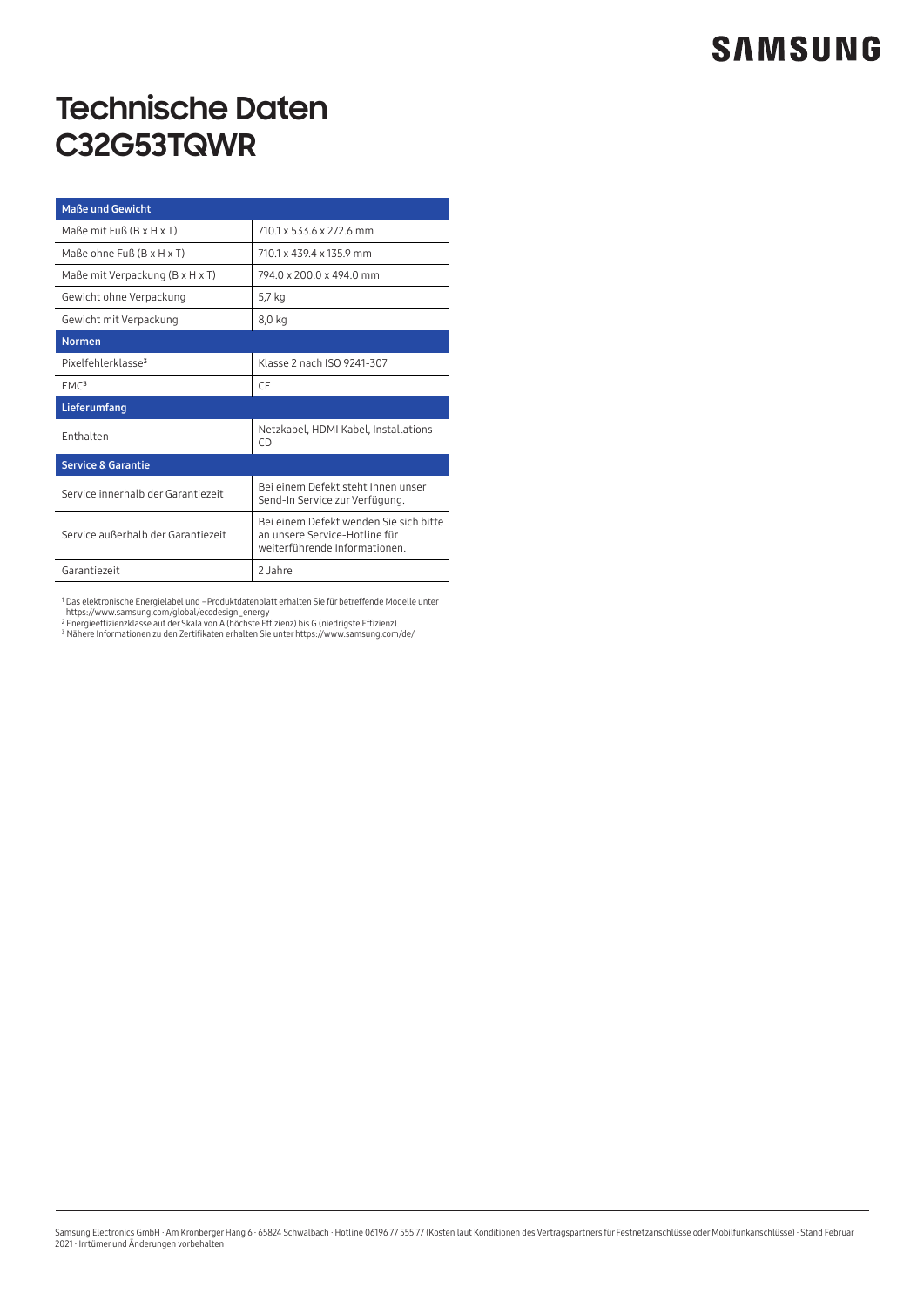# Technische Daten C32G53TQWR

| | |
|---|---|
| **Maße und Gewicht** | |
| Maße mit Fuß (B x H x T) | 710.1 x 533.6 x 272.6 mm |
| Maße ohne Fuß (B x H x T) | 710.1 x 439.4 x 135.9 mm |
| Maße mit Verpackung (B x H x T) | 794.0 x 200.0 x 494.0 mm |
| Gewicht ohne Verpackung | 5,7 kg |
| Gewicht mit Verpackung | 8,0 kg |
| **Normen** | |
| Pixelfehlerklasse[3] | Klasse 2 nach ISO 9241-307 |
| EMC[3] | CE |
| **Lieferumfang** | |
| Enthalten | Netzkabel, HDMI Kabel, Installations-CD |
| **Service & Garantie** | |
| Service innerhalb der Garantiezeit | Bei einem Defekt steht Ihnen unser Send-In Service zur Verfügung. |
| Service außerhalb der Garantiezeit | Bei einem Defekt wenden Sie sich bitte an unsere Service-Hotline für weiterführende Informationen. |
| Garantiezeit | 2 Jahre |

[1] Das elektronische Energielabel und –Produktdatenblatt erhalten Sie für betreffende Modelle unter https://www.samsung.com/global/ecodesign_energy
[2] Energieeffizienzklasse auf der Skala von A (höchste Effizienz) bis G (niedrigste Effizienz).
[3] Nähere Informationen zu den Zertifikaten erhalten Sie unter https://www.samsung.com/de/

Samsung Electronics GmbH · Am Kronberger Hang 6 · 65824 Schwalbach · Hotline 06196 77 555 77 (Kosten laut Konditionen des Vertragspartners für Festnetzanschlüsse oder Mobilfunkanschlüsse) · Stand Februar 2021 · Irrtümer und Änderungen vorbehalten